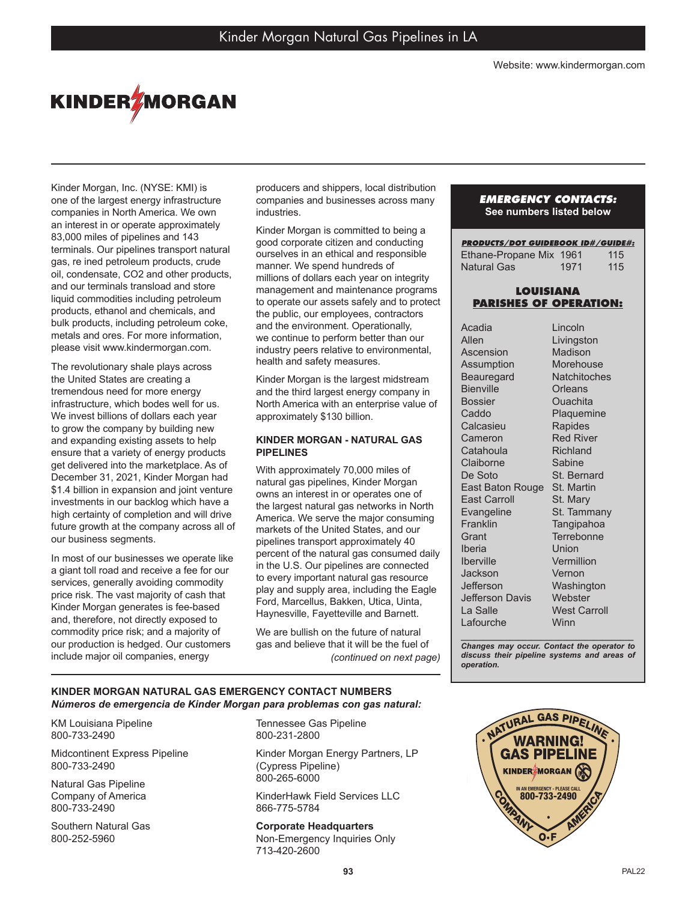# Kinder Morgan Natural Gas Pipelines in LA

Website: www.kindermorgan.com

KINDER MORGAN

Kinder Morgan, Inc. (NYSE: KMI) is one of the largest energy infrastructure companies in North America. We own an interest in or operate approximately 83,000 miles of pipelines and 143 terminals. Our pipelines transport natural gas, re ined petroleum products, crude oil, condensate, CO2 and other products, and our terminals transload and store liquid commodities including petroleum products, ethanol and chemicals, and bulk products, including petroleum coke, metals and ores. For more information, please visit www.kindermorgan.com.

The revolutionary shale plays across the United States are creating a tremendous need for more energy infrastructure, which bodes well for us. We invest billions of dollars each year to grow the company by building new and expanding existing assets to help ensure that a variety of energy products get delivered into the marketplace. As of December 31, 2021, Kinder Morgan had $1.4 billion in expansion and joint venture investments in our backlog which have a high certainty of completion and will drive future growth at the company across all of our business segments.

In most of our businesses we operate like a giant toll road and receive a fee for our services, generally avoiding commodity price risk. The vast majority of cash that Kinder Morgan generates is fee-based and, therefore, not directly exposed to commodity price risk; and a majority of our production is hedged. Our customers include major oil companies, energy producers and shippers, local distribution companies and businesses across many industries.

Kinder Morgan is committed to being a good corporate citizen and conducting ourselves in an ethical and responsible manner. We spend hundreds of millions of dollars each year on integrity management and maintenance programs to operate our assets safely and to protect the public, our employees, contractors and the environment. Operationally, we continue to perform better than our industry peers relative to environmental, health and safety measures.

Kinder Morgan is the largest midstream and the third largest energy company in North America with an enterprise value of approximately $130 billion.

### KINDER MORGAN - NATURAL GAS PIPELINES

With approximately 70,000 miles of natural gas pipelines, Kinder Morgan owns an interest in or operates one of the largest natural gas networks in North America. We serve the major consuming markets of the United States, and our pipelines transport approximately 40 percent of the natural gas consumed daily in the U.S. Our pipelines are connected to every important natural gas resource play and supply area, including the Eagle Ford, Marcellus, Bakken, Utica, Uinta, Haynesville, Fayetteville and Barnett.

We are bullish on the future of natural gas and believe that it will be the fuel of

*(continued on next page)*

### *EMERGENCY CONTACTS:*
**See numbers listed below**

***PRODUCTS/DOT GUIDEBOOK ID#/GUIDE#:***

| Product | ID# | Guide# |
| --- | --- | --- |
| Ethane-Propane Mix | 1961 | 115 |
| Natural Gas | 1971 | 115 |

### LOUISIANA PARISHES OF OPERATION:

| | |
| --- | --- |
| Acadia | Lincoln |
| Allen | Livingston |
| Ascension | Madison |
| Assumption | Morehouse |
| Beauregard | Natchitoches |
| Bienville | Orleans |
| Bossier | Ouachita |
| Caddo | Plaquemine |
| Calcasieu | Rapides |
| Cameron | Red River |
| Catahoula | Richland |
| Claiborne | Sabine |
| De Soto | St. Bernard |
| East Baton Rouge | St. Martin |
| East Carroll | St. Mary |
| Evangeline | St. Tammany |
| Franklin | Tangipahoa |
| Grant | Terrebonne |
| Iberia | Union |
| Iberville | Vermillion |
| Jackson | Vernon |
| Jefferson | Washington |
| Jefferson Davis | Webster |
| La Salle | West Carroll |
| Lafourche | Winn |

***Changes may occur. Contact the operator to discuss their pipeline systems and areas of operation.***

### KINDER MORGAN NATURAL GAS EMERGENCY CONTACT NUMBERS
***Números de emergencia de Kinder Morgan para problemas con gas natural:***

KM Louisiana Pipeline
800-733-2490

Midcontinent Express Pipeline
800-733-2490

Natural Gas Pipeline Company of America
800-733-2490

Southern Natural Gas
800-252-5960

Tennessee Gas Pipeline
800-231-2800

Kinder Morgan Energy Partners, LP (Cypress Pipeline)
800-265-6000

KinderHawk Field Services LLC
866-775-5784

**Corporate Headquarters**
Non-Emergency Inquiries Only
713-420-2600

NATURAL GAS PIPELINE COMPANY OF AMERICA
WARNING! GAS PIPELINE
KINDER MORGAN
IN AN EMERGENCY - PLEASE CALL
800-733-2490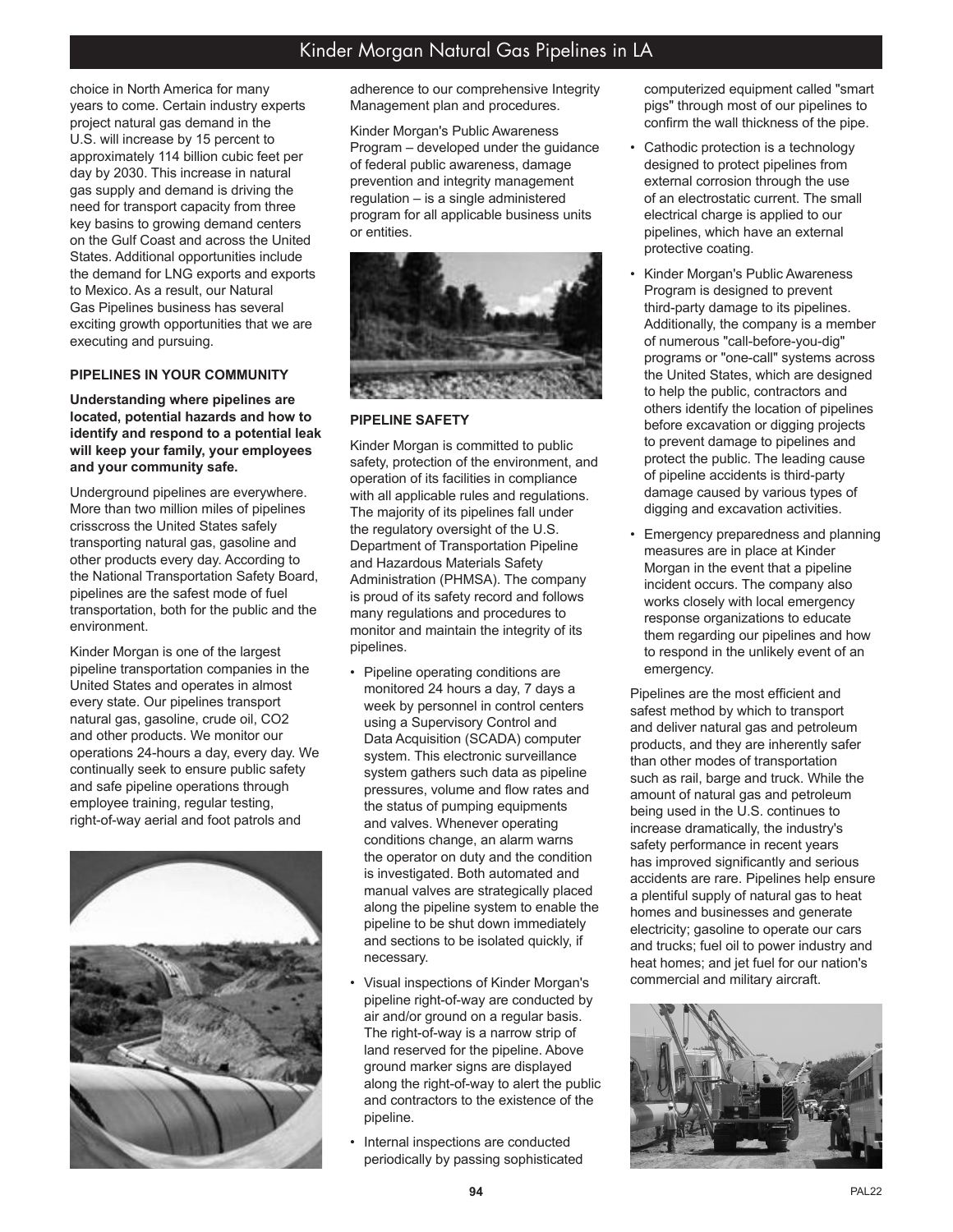choice in North America for many years to come. Certain industry experts project natural gas demand in the U.S. will increase by 15 percent to approximately 114 billion cubic feet per day by 2030. This increase in natural gas supply and demand is driving the need for transport capacity from three key basins to growing demand centers on the Gulf Coast and across the United States. Additional opportunities include the demand for LNG exports and exports to Mexico. As a result, our Natural Gas Pipelines business has several exciting growth opportunities that we are executing and pursuing.

## PIPELINES IN YOUR COMMUNITY

**Understanding where pipelines are located, potential hazards and how to identify and respond to a potential leak will keep your family, your employees and your community safe.**

Underground pipelines are everywhere. More than two million miles of pipelines crisscross the United States safely transporting natural gas, gasoline and other products every day. According to the National Transportation Safety Board, pipelines are the safest mode of fuel transportation, both for the public and the environment.

Kinder Morgan is one of the largest pipeline transportation companies in the United States and operates in almost every state. Our pipelines transport natural gas, gasoline, crude oil, $CO_2$ and other products. We monitor our operations 24-hours a day, every day. We continually seek to ensure public safety and safe pipeline operations through employee training, regular testing, right-of-way aerial and foot patrols and adherence to our comprehensive Integrity Management plan and procedures.

Kinder Morgan's Public Awareness Program – developed under the guidance of federal public awareness, damage prevention and integrity management regulation – is a single administered program for all applicable business units or entities.

## PIPELINE SAFETY

Kinder Morgan is committed to public safety, protection of the environment, and operation of its facilities in compliance with all applicable rules and regulations. The majority of its pipelines fall under the regulatory oversight of the U.S. Department of Transportation Pipeline and Hazardous Materials Safety Administration (PHMSA). The company is proud of its safety record and follows many regulations and procedures to monitor and maintain the integrity of its pipelines.

- Pipeline operating conditions are monitored 24 hours a day, 7 days a week by personnel in control centers using a Supervisory Control and Data Acquisition (SCADA) computer system. This electronic surveillance system gathers such data as pipeline pressures, volume and flow rates and the status of pumping equipments and valves. Whenever operating conditions change, an alarm warns the operator on duty and the condition is investigated. Both automated and manual valves are strategically placed along the pipeline system to enable the pipeline to be shut down immediately and sections to be isolated quickly, if necessary.
- Visual inspections of Kinder Morgan's pipeline right-of-way are conducted by air and/or ground on a regular basis. The right-of-way is a narrow strip of land reserved for the pipeline. Above ground marker signs are displayed along the right-of-way to alert the public and contractors to the existence of the pipeline.
- Internal inspections are conducted periodically by passing sophisticated computerized equipment called "smart pigs" through most of our pipelines to confirm the wall thickness of the pipe.
- Cathodic protection is a technology designed to protect pipelines from external corrosion through the use of an electrostatic current. The small electrical charge is applied to our pipelines, which have an external protective coating.
- Kinder Morgan's Public Awareness Program is designed to prevent third-party damage to its pipelines. Additionally, the company is a member of numerous "call-before-you-dig" programs or "one-call" systems across the United States, which are designed to help the public, contractors and others identify the location of pipelines before excavation or digging projects to prevent damage to pipelines and protect the public. The leading cause of pipeline accidents is third-party damage caused by various types of digging and excavation activities.
- Emergency preparedness and planning measures are in place at Kinder Morgan in the event that a pipeline incident occurs. The company also works closely with local emergency response organizations to educate them regarding our pipelines and how to respond in the unlikely event of an emergency.

Pipelines are the most efficient and safest method by which to transport and deliver natural gas and petroleum products, and they are inherently safer than other modes of transportation such as rail, barge and truck. While the amount of natural gas and petroleum being used in the U.S. continues to increase dramatically, the industry's safety performance in recent years has improved significantly and serious accidents are rare. Pipelines help ensure a plentiful supply of natural gas to heat homes and businesses and generate electricity; gasoline to operate our cars and trucks; fuel oil to power industry and heat homes; and jet fuel for our nation's commercial and military aircraft.